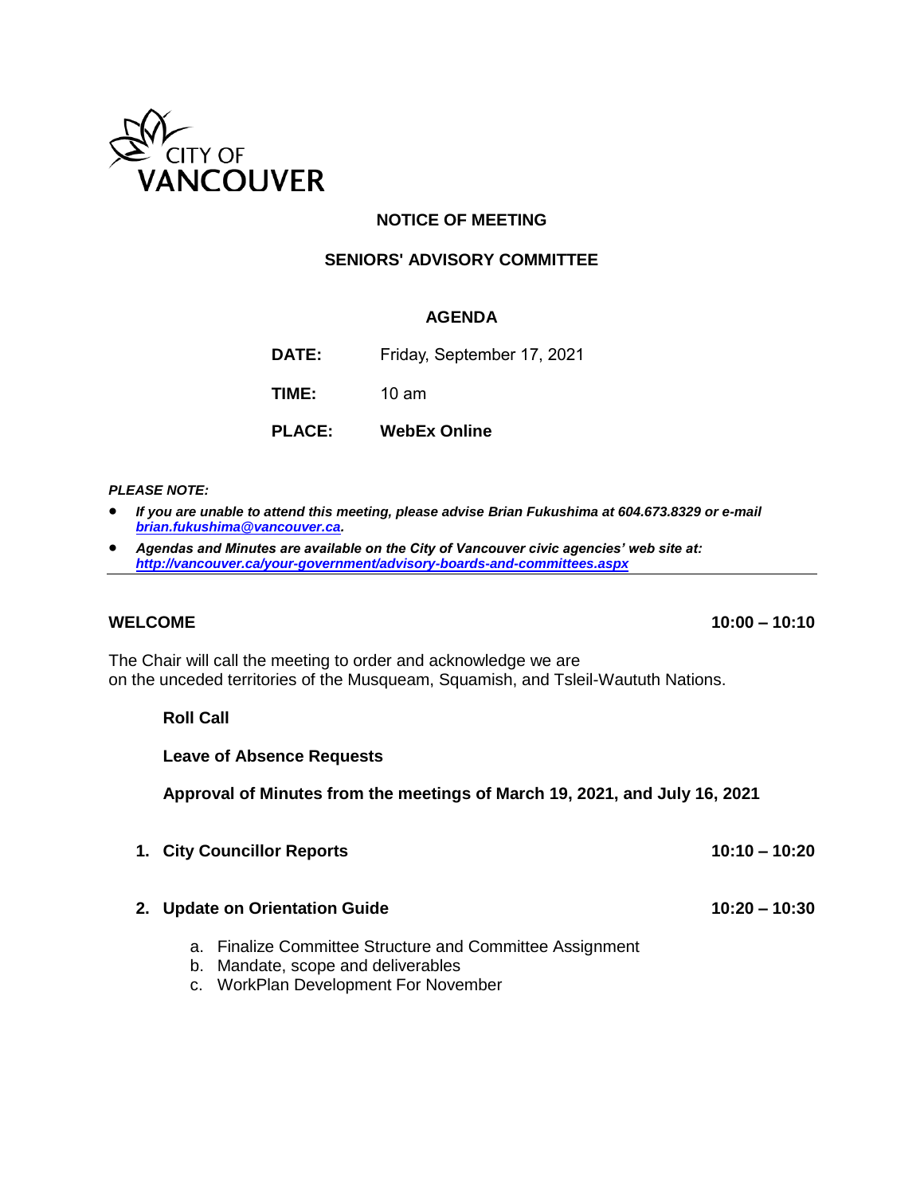CITY OF VANCOUVER

# NOTICE OF MEETING

## SENIORS' ADVISORY COMMITTEE

### AGENDA

**DATE:** Friday, September 17, 2021

**TIME:** 10 am

**PLACE:** **WebEx Online**

***PLEASE NOTE:***

- ***If you are unable to attend this meeting, please advise Brian Fukushima at 604.673.8329 or e-mail [brian.fukushima@vancouver.ca](mailto:brian.fukushima@vancouver.ca).***
- ***Agendas and Minutes are available on the City of Vancouver civic agencies' web site at: [http://vancouver.ca/your-government/advisory-boards-and-committees.aspx](http://vancouver.ca/your-government/advisory-boards-and-committees.aspx)***

---

**WELCOME** **10:00 – 10:10**

The Chair will call the meeting to order and acknowledge we are on the unceded territories of the Musqueam, Squamish, and Tsleil-Waututh Nations.

**Roll Call**

**Leave of Absence Requests**

**Approval of Minutes from the meetings of March 19, 2021, and July 16, 2021**

1. **City Councillor Reports** **10:10 – 10:20**

2. **Update on Orientation Guide** **10:20 – 10:30**

   a. Finalize Committee Structure and Committee Assignment
   b. Mandate, scope and deliverables
   c. WorkPlan Development For November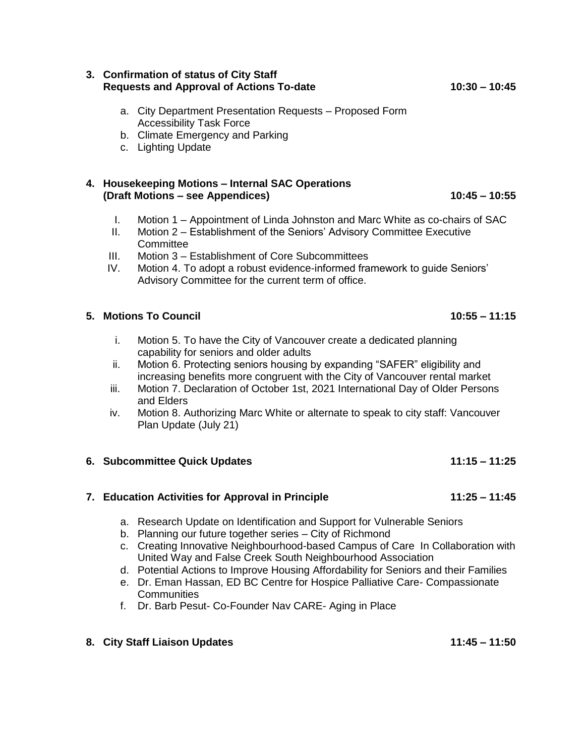**3. Confirmation of status of City Staff Requests and Approval of Actions To-date** **10:30 – 10:45**

a. City Department Presentation Requests – Proposed Form Accessibility Task Force
b. Climate Emergency and Parking
c. Lighting Update

**4. Housekeeping Motions – Internal SAC Operations (Draft Motions – see Appendices)** **10:45 – 10:55**

I. Motion 1 – Appointment of Linda Johnston and Marc White as co-chairs of SAC
II. Motion 2 – Establishment of the Seniors' Advisory Committee Executive Committee
III. Motion 3 – Establishment of Core Subcommittees
IV. Motion 4. To adopt a robust evidence-informed framework to guide Seniors' Advisory Committee for the current term of office.

**5. Motions To Council** **10:55 – 11:15**

i. Motion 5. To have the City of Vancouver create a dedicated planning capability for seniors and older adults
ii. Motion 6. Protecting seniors housing by expanding "SAFER" eligibility and increasing benefits more congruent with the City of Vancouver rental market
iii. Motion 7. Declaration of October 1st, 2021 International Day of Older Persons and Elders
iv. Motion 8. Authorizing Marc White or alternate to speak to city staff: Vancouver Plan Update (July 21)

**6. Subcommittee Quick Updates** **11:15 – 11:25**

**7. Education Activities for Approval in Principle** **11:25 – 11:45**

a. Research Update on Identification and Support for Vulnerable Seniors
b. Planning our future together series – City of Richmond
c. Creating Innovative Neighbourhood-based Campus of Care In Collaboration with United Way and False Creek South Neighbourhood Association
d. Potential Actions to Improve Housing Affordability for Seniors and their Families
e. Dr. Eman Hassan, ED BC Centre for Hospice Palliative Care- Compassionate Communities
f. Dr. Barb Pesut- Co-Founder Nav CARE- Aging in Place

**8. City Staff Liaison Updates** **11:45 – 11:50**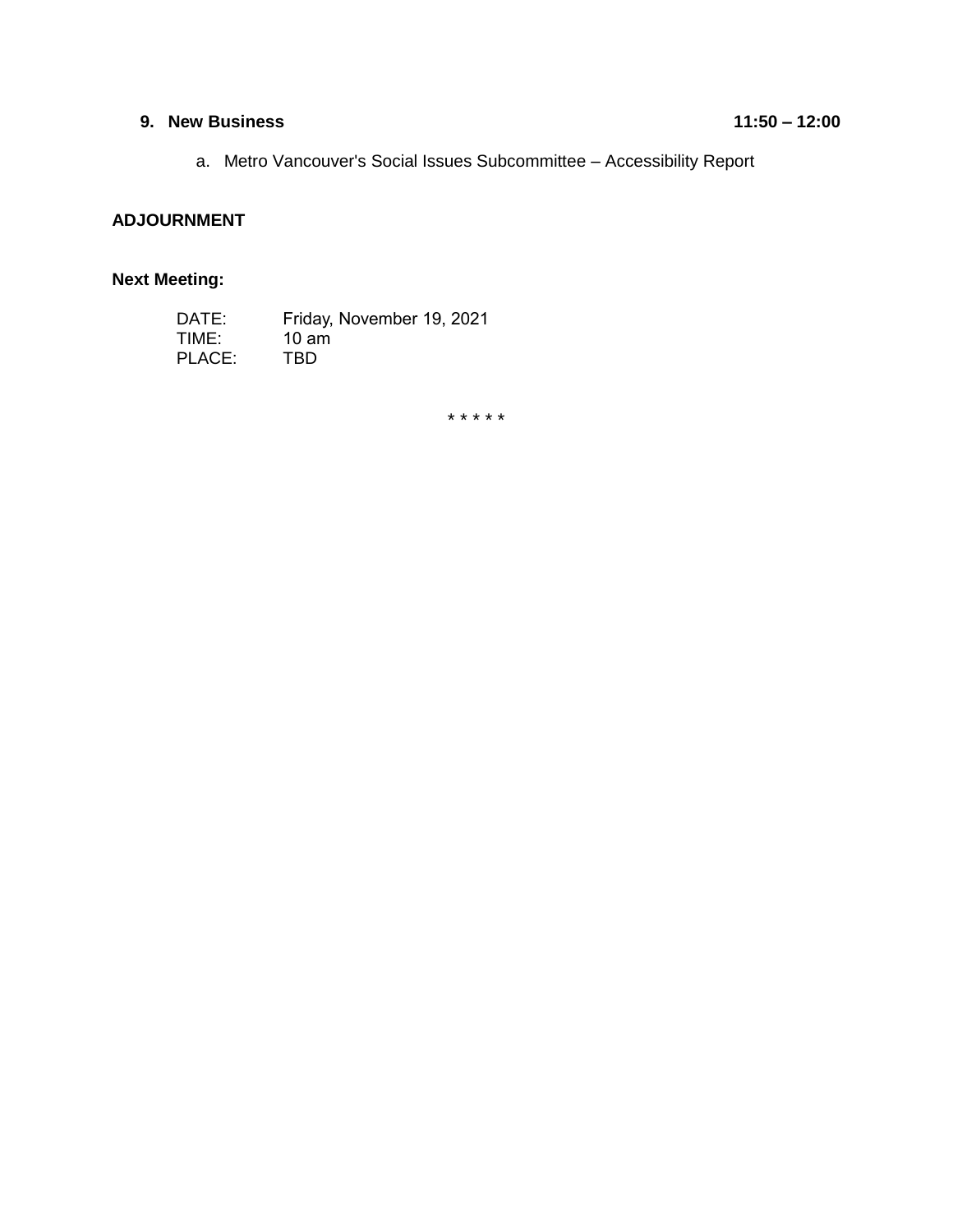**9. New Business** **11:50 – 12:00**

a. Metro Vancouver's Social Issues Subcommittee – Accessibility Report

**ADJOURNMENT**

**Next Meeting:**

DATE: Friday, November 19, 2021
TIME: 10 am
PLACE: TBD

* * * * *